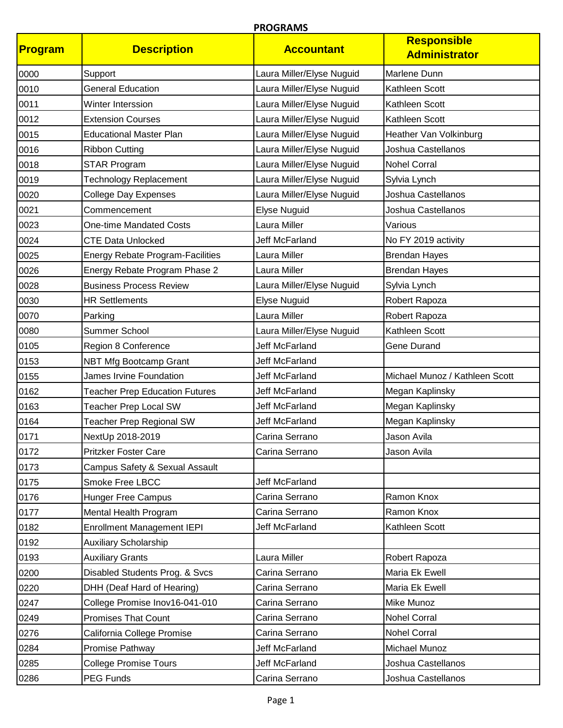# PROGRAMS

| Program | Description | Accountant | Responsible Administrator |
|---|---|---|---|
| 0000 | Support | Laura Miller/Elyse Nuguid | Marlene Dunn |
| 0010 | General Education | Laura Miller/Elyse Nuguid | Kathleen Scott |
| 0011 | Winter Interssion | Laura Miller/Elyse Nuguid | Kathleen Scott |
| 0012 | Extension Courses | Laura Miller/Elyse Nuguid | Kathleen Scott |
| 0015 | Educational Master Plan | Laura Miller/Elyse Nuguid | Heather Van Volkinburg |
| 0016 | Ribbon Cutting | Laura Miller/Elyse Nuguid | Joshua Castellanos |
| 0018 | STAR Program | Laura Miller/Elyse Nuguid | Nohel Corral |
| 0019 | Technology Replacement | Laura Miller/Elyse Nuguid | Sylvia Lynch |
| 0020 | College Day Expenses | Laura Miller/Elyse Nuguid | Joshua Castellanos |
| 0021 | Commencement | Elyse Nuguid | Joshua Castellanos |
| 0023 | One-time Mandated Costs | Laura Miller | Various |
| 0024 | CTE Data Unlocked | Jeff McFarland | No FY 2019 activity |
| 0025 | Energy Rebate Program-Facilities | Laura Miller | Brendan Hayes |
| 0026 | Energy Rebate Program Phase 2 | Laura Miller | Brendan Hayes |
| 0028 | Business Process Review | Laura Miller/Elyse Nuguid | Sylvia Lynch |
| 0030 | HR Settlements | Elyse Nuguid | Robert Rapoza |
| 0070 | Parking | Laura Miller | Robert Rapoza |
| 0080 | Summer School | Laura Miller/Elyse Nuguid | Kathleen Scott |
| 0105 | Region 8 Conference | Jeff McFarland | Gene Durand |
| 0153 | NBT Mfg Bootcamp Grant | Jeff McFarland | |
| 0155 | James Irvine Foundation | Jeff McFarland | Michael Munoz / Kathleen Scott |
| 0162 | Teacher Prep Education Futures | Jeff McFarland | Megan Kaplinsky |
| 0163 | Teacher Prep Local SW | Jeff McFarland | Megan Kaplinsky |
| 0164 | Teacher Prep Regional SW | Jeff McFarland | Megan Kaplinsky |
| 0171 | NextUp 2018-2019 | Carina Serrano | Jason Avila |
| 0172 | Pritzker Foster Care | Carina Serrano | Jason Avila |
| 0173 | Campus Safety & Sexual Assault | | |
| 0175 | Smoke Free LBCC | Jeff McFarland | |
| 0176 | Hunger Free Campus | Carina Serrano | Ramon Knox |
| 0177 | Mental Health Program | Carina Serrano | Ramon Knox |
| 0182 | Enrollment Management IEPI | Jeff McFarland | Kathleen Scott |
| 0192 | Auxiliary Scholarship | | |
| 0193 | Auxiliary Grants | Laura Miller | Robert Rapoza |
| 0200 | Disabled Students Prog. & Svcs | Carina Serrano | Maria Ek Ewell |
| 0220 | DHH (Deaf Hard of Hearing) | Carina Serrano | Maria Ek Ewell |
| 0247 | College Promise Inov16-041-010 | Carina Serrano | Mike Munoz |
| 0249 | Promises That Count | Carina Serrano | Nohel Corral |
| 0276 | California College Promise | Carina Serrano | Nohel Corral |
| 0284 | Promise Pathway | Jeff McFarland | Michael Munoz |
| 0285 | College Promise Tours | Jeff McFarland | Joshua Castellanos |
| 0286 | PEG Funds | Carina Serrano | Joshua Castellanos |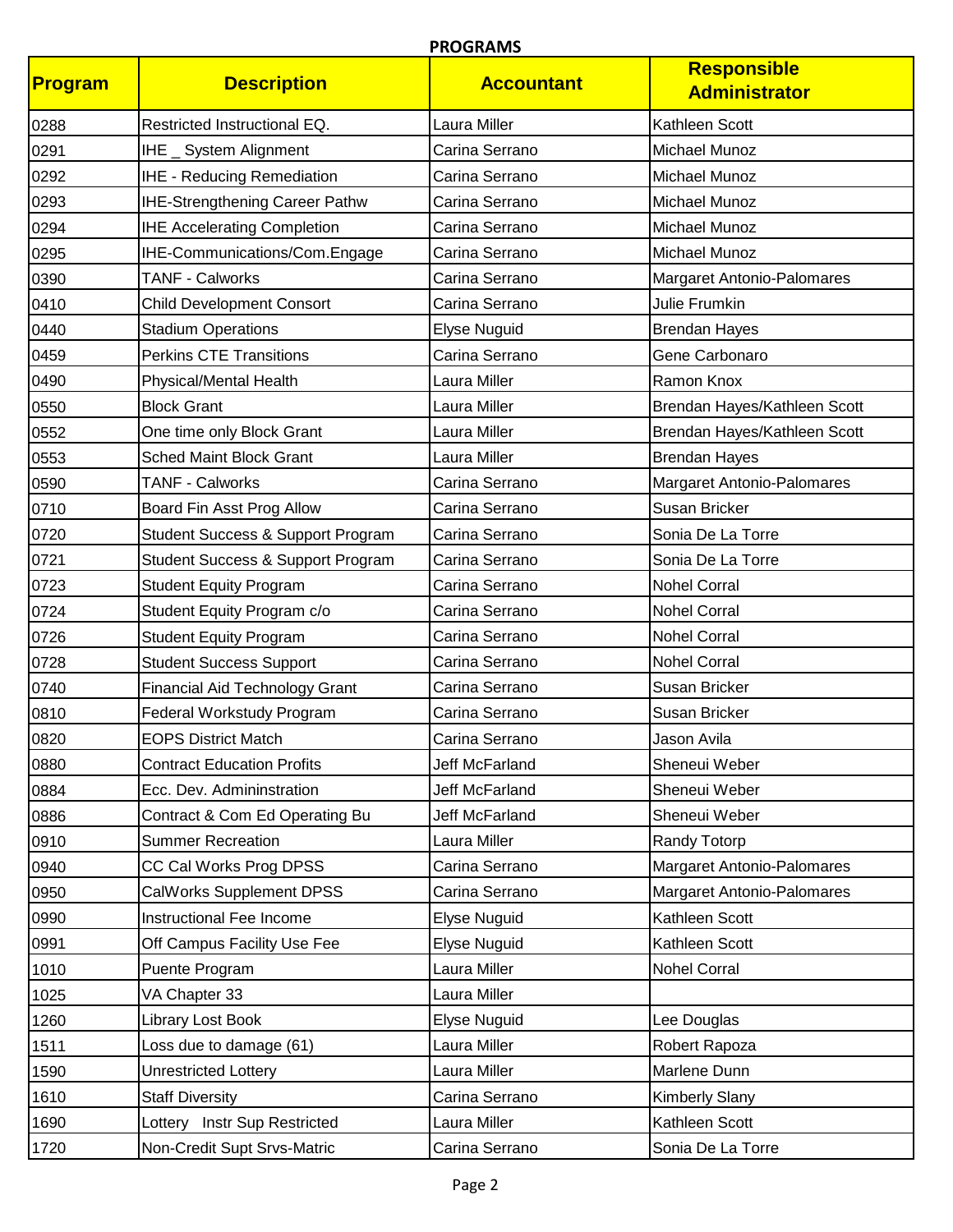**PROGRAMS**

| Program | Description | Accountant | Responsible Administrator |
|---|---|---|---|
| 0288 | Restricted Instructional EQ. | Laura Miller | Kathleen Scott |
| 0291 | IHE _ System Alignment | Carina Serrano | Michael Munoz |
| 0292 | IHE - Reducing Remediation | Carina Serrano | Michael Munoz |
| 0293 | IHE-Strengthening Career Pathw | Carina Serrano | Michael Munoz |
| 0294 | IHE Accelerating Completion | Carina Serrano | Michael Munoz |
| 0295 | IHE-Communications/Com.Engage | Carina Serrano | Michael Munoz |
| 0390 | TANF - Calworks | Carina Serrano | Margaret Antonio-Palomares |
| 0410 | Child Development Consort | Carina Serrano | Julie Frumkin |
| 0440 | Stadium Operations | Elyse Nuguid | Brendan Hayes |
| 0459 | Perkins CTE Transitions | Carina Serrano | Gene Carbonaro |
| 0490 | Physical/Mental Health | Laura Miller | Ramon Knox |
| 0550 | Block Grant | Laura Miller | Brendan Hayes/Kathleen Scott |
| 0552 | One time only Block Grant | Laura Miller | Brendan Hayes/Kathleen Scott |
| 0553 | Sched Maint Block Grant | Laura Miller | Brendan Hayes |
| 0590 | TANF - Calworks | Carina Serrano | Margaret Antonio-Palomares |
| 0710 | Board Fin Asst Prog Allow | Carina Serrano | Susan Bricker |
| 0720 | Student Success & Support Program | Carina Serrano | Sonia De La Torre |
| 0721 | Student Success & Support Program | Carina Serrano | Sonia De La Torre |
| 0723 | Student Equity Program | Carina Serrano | Nohel Corral |
| 0724 | Student Equity Program c/o | Carina Serrano | Nohel Corral |
| 0726 | Student Equity Program | Carina Serrano | Nohel Corral |
| 0728 | Student Success Support | Carina Serrano | Nohel Corral |
| 0740 | Financial Aid Technology Grant | Carina Serrano | Susan Bricker |
| 0810 | Federal Workstudy Program | Carina Serrano | Susan Bricker |
| 0820 | EOPS District Match | Carina Serrano | Jason Avila |
| 0880 | Contract Education Profits | Jeff McFarland | Sheneui Weber |
| 0884 | Ecc. Dev. Admininstration | Jeff McFarland | Sheneui Weber |
| 0886 | Contract & Com Ed Operating Bu | Jeff McFarland | Sheneui Weber |
| 0910 | Summer Recreation | Laura Miller | Randy Totorp |
| 0940 | CC Cal Works Prog DPSS | Carina Serrano | Margaret Antonio-Palomares |
| 0950 | CalWorks Supplement DPSS | Carina Serrano | Margaret Antonio-Palomares |
| 0990 | Instructional Fee Income | Elyse Nuguid | Kathleen Scott |
| 0991 | Off Campus Facility Use Fee | Elyse Nuguid | Kathleen Scott |
| 1010 | Puente Program | Laura Miller | Nohel Corral |
| 1025 | VA Chapter 33 | Laura Miller | |
| 1260 | Library Lost Book | Elyse Nuguid | Lee Douglas |
| 1511 | Loss due to damage (61) | Laura Miller | Robert Rapoza |
| 1590 | Unrestricted Lottery | Laura Miller | Marlene Dunn |
| 1610 | Staff Diversity | Carina Serrano | Kimberly Slany |
| 1690 | Lottery Instr Sup Restricted | Laura Miller | Kathleen Scott |
| 1720 | Non-Credit Supt Srvs-Matric | Carina Serrano | Sonia De La Torre |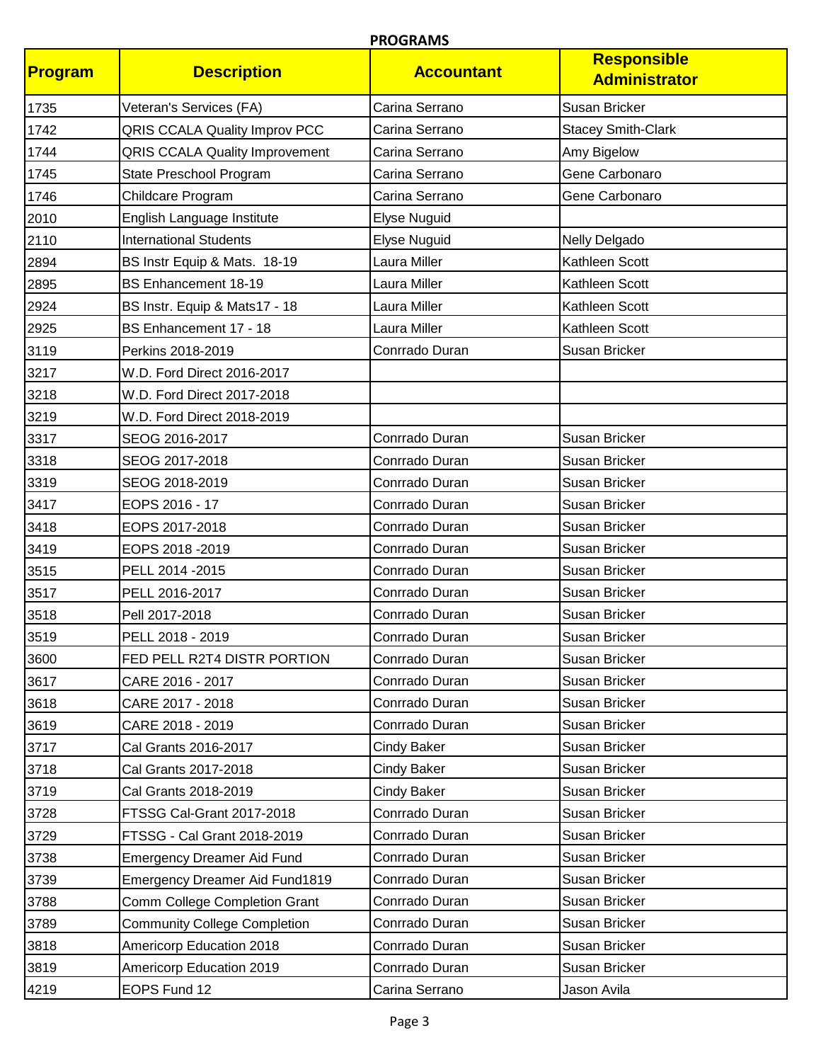**PROGRAMS**

| Program | Description | Accountant | Responsible Administrator |
|---|---|---|---|
| 1735 | Veteran's Services (FA) | Carina Serrano | Susan Bricker |
| 1742 | QRIS CCALA Quality Improv PCC | Carina Serrano | Stacey Smith-Clark |
| 1744 | QRIS CCALA Quality Improvement | Carina Serrano | Amy Bigelow |
| 1745 | State Preschool Program | Carina Serrano | Gene Carbonaro |
| 1746 | Childcare Program | Carina Serrano | Gene Carbonaro |
| 2010 | English Language Institute | Elyse Nuguid | |
| 2110 | International Students | Elyse Nuguid | Nelly Delgado |
| 2894 | BS Instr Equip & Mats. 18-19 | Laura Miller | Kathleen Scott |
| 2895 | BS Enhancement 18-19 | Laura Miller | Kathleen Scott |
| 2924 | BS Instr. Equip & Mats17 - 18 | Laura Miller | Kathleen Scott |
| 2925 | BS Enhancement 17 - 18 | Laura Miller | Kathleen Scott |
| 3119 | Perkins 2018-2019 | Conrrado Duran | Susan Bricker |
| 3217 | W.D. Ford Direct 2016-2017 | | |
| 3218 | W.D. Ford Direct 2017-2018 | | |
| 3219 | W.D. Ford Direct 2018-2019 | | |
| 3317 | SEOG 2016-2017 | Conrrado Duran | Susan Bricker |
| 3318 | SEOG 2017-2018 | Conrrado Duran | Susan Bricker |
| 3319 | SEOG 2018-2019 | Conrrado Duran | Susan Bricker |
| 3417 | EOPS 2016 - 17 | Conrrado Duran | Susan Bricker |
| 3418 | EOPS 2017-2018 | Conrrado Duran | Susan Bricker |
| 3419 | EOPS 2018 -2019 | Conrrado Duran | Susan Bricker |
| 3515 | PELL 2014 -2015 | Conrrado Duran | Susan Bricker |
| 3517 | PELL 2016-2017 | Conrrado Duran | Susan Bricker |
| 3518 | Pell 2017-2018 | Conrrado Duran | Susan Bricker |
| 3519 | PELL 2018 - 2019 | Conrrado Duran | Susan Bricker |
| 3600 | FED PELL R2T4 DISTR PORTION | Conrrado Duran | Susan Bricker |
| 3617 | CARE 2016 - 2017 | Conrrado Duran | Susan Bricker |
| 3618 | CARE 2017 - 2018 | Conrrado Duran | Susan Bricker |
| 3619 | CARE 2018 - 2019 | Conrrado Duran | Susan Bricker |
| 3717 | Cal Grants 2016-2017 | Cindy Baker | Susan Bricker |
| 3718 | Cal Grants 2017-2018 | Cindy Baker | Susan Bricker |
| 3719 | Cal Grants 2018-2019 | Cindy Baker | Susan Bricker |
| 3728 | FTSSG Cal-Grant 2017-2018 | Conrrado Duran | Susan Bricker |
| 3729 | FTSSG - Cal Grant 2018-2019 | Conrrado Duran | Susan Bricker |
| 3738 | Emergency Dreamer Aid Fund | Conrrado Duran | Susan Bricker |
| 3739 | Emergency Dreamer Aid Fund1819 | Conrrado Duran | Susan Bricker |
| 3788 | Comm College Completion Grant | Conrrado Duran | Susan Bricker |
| 3789 | Community College Completion | Conrrado Duran | Susan Bricker |
| 3818 | Americorp Education 2018 | Conrrado Duran | Susan Bricker |
| 3819 | Americorp Education 2019 | Conrrado Duran | Susan Bricker |
| 4219 | EOPS Fund 12 | Carina Serrano | Jason Avila |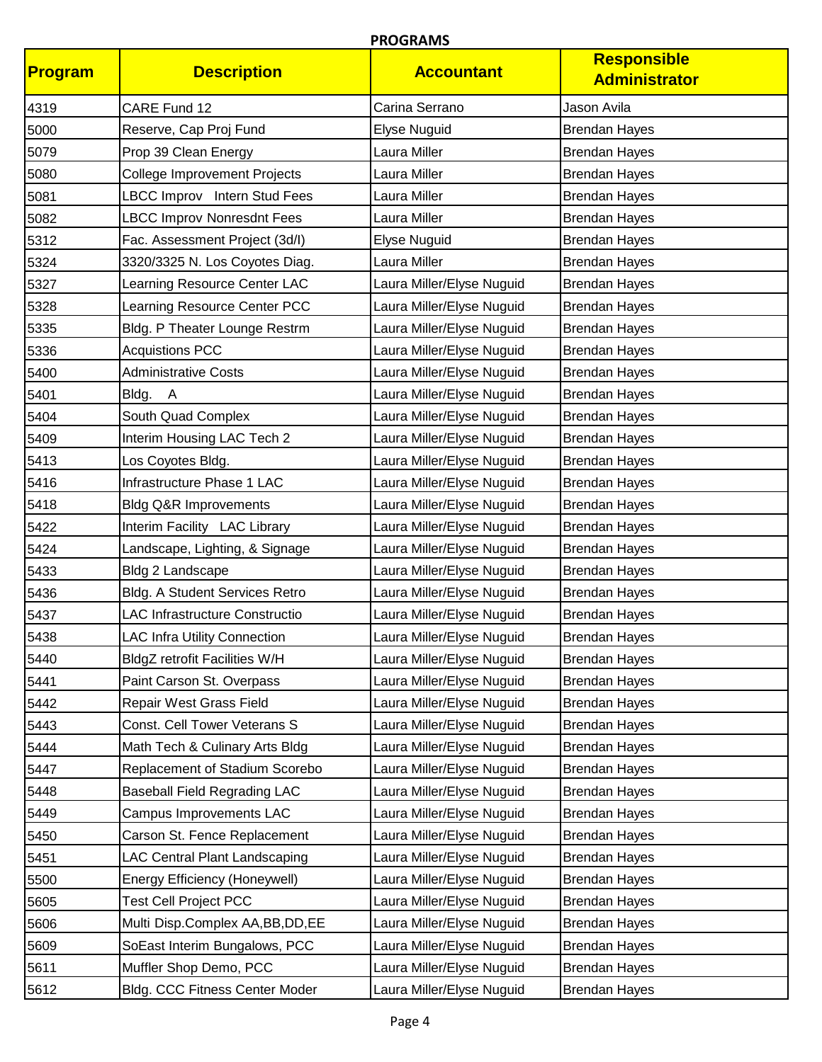## PROGRAMS

| Program | Description | Accountant | Responsible Administrator |
|---|---|---|---|
| 4319 | CARE Fund 12 | Carina Serrano | Jason Avila |
| 5000 | Reserve, Cap Proj Fund | Elyse Nuguid | Brendan Hayes |
| 5079 | Prop 39 Clean Energy | Laura Miller | Brendan Hayes |
| 5080 | College Improvement Projects | Laura Miller | Brendan Hayes |
| 5081 | LBCC Improv Intern Stud Fees | Laura Miller | Brendan Hayes |
| 5082 | LBCC Improv Nonresdnt Fees | Laura Miller | Brendan Hayes |
| 5312 | Fac. Assessment Project (3d/I) | Elyse Nuguid | Brendan Hayes |
| 5324 | 3320/3325 N. Los Coyotes Diag. | Laura Miller | Brendan Hayes |
| 5327 | Learning Resource Center LAC | Laura Miller/Elyse Nuguid | Brendan Hayes |
| 5328 | Learning Resource Center PCC | Laura Miller/Elyse Nuguid | Brendan Hayes |
| 5335 | Bldg. P Theater Lounge Restrm | Laura Miller/Elyse Nuguid | Brendan Hayes |
| 5336 | Acquistions PCC | Laura Miller/Elyse Nuguid | Brendan Hayes |
| 5400 | Administrative Costs | Laura Miller/Elyse Nuguid | Brendan Hayes |
| 5401 | Bldg. A | Laura Miller/Elyse Nuguid | Brendan Hayes |
| 5404 | South Quad Complex | Laura Miller/Elyse Nuguid | Brendan Hayes |
| 5409 | Interim Housing LAC Tech 2 | Laura Miller/Elyse Nuguid | Brendan Hayes |
| 5413 | Los Coyotes Bldg. | Laura Miller/Elyse Nuguid | Brendan Hayes |
| 5416 | Infrastructure Phase 1 LAC | Laura Miller/Elyse Nuguid | Brendan Hayes |
| 5418 | Bldg Q&R Improvements | Laura Miller/Elyse Nuguid | Brendan Hayes |
| 5422 | Interim Facility LAC Library | Laura Miller/Elyse Nuguid | Brendan Hayes |
| 5424 | Landscape, Lighting, & Signage | Laura Miller/Elyse Nuguid | Brendan Hayes |
| 5433 | Bldg 2 Landscape | Laura Miller/Elyse Nuguid | Brendan Hayes |
| 5436 | Bldg. A Student Services Retro | Laura Miller/Elyse Nuguid | Brendan Hayes |
| 5437 | LAC Infrastructure Constructio | Laura Miller/Elyse Nuguid | Brendan Hayes |
| 5438 | LAC Infra Utility Connection | Laura Miller/Elyse Nuguid | Brendan Hayes |
| 5440 | BldgZ retrofit Facilities W/H | Laura Miller/Elyse Nuguid | Brendan Hayes |
| 5441 | Paint Carson St. Overpass | Laura Miller/Elyse Nuguid | Brendan Hayes |
| 5442 | Repair West Grass Field | Laura Miller/Elyse Nuguid | Brendan Hayes |
| 5443 | Const. Cell Tower Veterans S | Laura Miller/Elyse Nuguid | Brendan Hayes |
| 5444 | Math Tech & Culinary Arts Bldg | Laura Miller/Elyse Nuguid | Brendan Hayes |
| 5447 | Replacement of Stadium Scorebo | Laura Miller/Elyse Nuguid | Brendan Hayes |
| 5448 | Baseball Field Regrading LAC | Laura Miller/Elyse Nuguid | Brendan Hayes |
| 5449 | Campus Improvements LAC | Laura Miller/Elyse Nuguid | Brendan Hayes |
| 5450 | Carson St. Fence Replacement | Laura Miller/Elyse Nuguid | Brendan Hayes |
| 5451 | LAC Central Plant Landscaping | Laura Miller/Elyse Nuguid | Brendan Hayes |
| 5500 | Energy Efficiency (Honeywell) | Laura Miller/Elyse Nuguid | Brendan Hayes |
| 5605 | Test Cell Project PCC | Laura Miller/Elyse Nuguid | Brendan Hayes |
| 5606 | Multi Disp.Complex AA,BB,DD,EE | Laura Miller/Elyse Nuguid | Brendan Hayes |
| 5609 | SoEast Interim Bungalows, PCC | Laura Miller/Elyse Nuguid | Brendan Hayes |
| 5611 | Muffler Shop Demo, PCC | Laura Miller/Elyse Nuguid | Brendan Hayes |
| 5612 | Bldg. CCC Fitness Center Moder | Laura Miller/Elyse Nuguid | Brendan Hayes |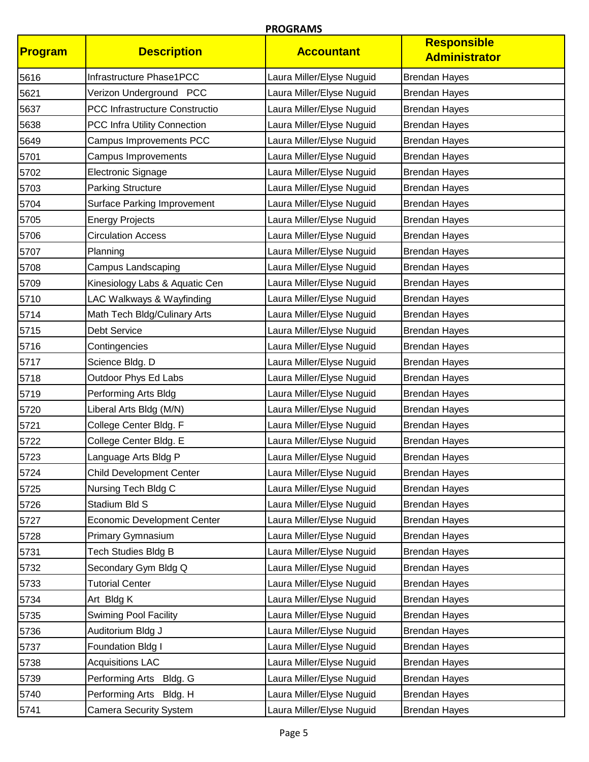**PROGRAMS**

| Program | Description | Accountant | Responsible Administrator |
|---|---|---|---|
| 5616 | Infrastructure Phase1PCC | Laura Miller/Elyse Nuguid | Brendan Hayes |
| 5621 | Verizon Underground PCC | Laura Miller/Elyse Nuguid | Brendan Hayes |
| 5637 | PCC Infrastructure Constructio | Laura Miller/Elyse Nuguid | Brendan Hayes |
| 5638 | PCC Infra Utility Connection | Laura Miller/Elyse Nuguid | Brendan Hayes |
| 5649 | Campus Improvements PCC | Laura Miller/Elyse Nuguid | Brendan Hayes |
| 5701 | Campus Improvements | Laura Miller/Elyse Nuguid | Brendan Hayes |
| 5702 | Electronic Signage | Laura Miller/Elyse Nuguid | Brendan Hayes |
| 5703 | Parking Structure | Laura Miller/Elyse Nuguid | Brendan Hayes |
| 5704 | Surface Parking Improvement | Laura Miller/Elyse Nuguid | Brendan Hayes |
| 5705 | Energy Projects | Laura Miller/Elyse Nuguid | Brendan Hayes |
| 5706 | Circulation Access | Laura Miller/Elyse Nuguid | Brendan Hayes |
| 5707 | Planning | Laura Miller/Elyse Nuguid | Brendan Hayes |
| 5708 | Campus Landscaping | Laura Miller/Elyse Nuguid | Brendan Hayes |
| 5709 | Kinesiology Labs & Aquatic Cen | Laura Miller/Elyse Nuguid | Brendan Hayes |
| 5710 | LAC Walkways & Wayfinding | Laura Miller/Elyse Nuguid | Brendan Hayes |
| 5714 | Math Tech Bldg/Culinary Arts | Laura Miller/Elyse Nuguid | Brendan Hayes |
| 5715 | Debt Service | Laura Miller/Elyse Nuguid | Brendan Hayes |
| 5716 | Contingencies | Laura Miller/Elyse Nuguid | Brendan Hayes |
| 5717 | Science Bldg. D | Laura Miller/Elyse Nuguid | Brendan Hayes |
| 5718 | Outdoor Phys Ed Labs | Laura Miller/Elyse Nuguid | Brendan Hayes |
| 5719 | Performing Arts Bldg | Laura Miller/Elyse Nuguid | Brendan Hayes |
| 5720 | Liberal Arts Bldg (M/N) | Laura Miller/Elyse Nuguid | Brendan Hayes |
| 5721 | College Center Bldg. F | Laura Miller/Elyse Nuguid | Brendan Hayes |
| 5722 | College Center Bldg. E | Laura Miller/Elyse Nuguid | Brendan Hayes |
| 5723 | Language Arts Bldg P | Laura Miller/Elyse Nuguid | Brendan Hayes |
| 5724 | Child Development Center | Laura Miller/Elyse Nuguid | Brendan Hayes |
| 5725 | Nursing Tech Bldg C | Laura Miller/Elyse Nuguid | Brendan Hayes |
| 5726 | Stadium Bld S | Laura Miller/Elyse Nuguid | Brendan Hayes |
| 5727 | Economic Development Center | Laura Miller/Elyse Nuguid | Brendan Hayes |
| 5728 | Primary Gymnasium | Laura Miller/Elyse Nuguid | Brendan Hayes |
| 5731 | Tech Studies Bldg B | Laura Miller/Elyse Nuguid | Brendan Hayes |
| 5732 | Secondary Gym Bldg Q | Laura Miller/Elyse Nuguid | Brendan Hayes |
| 5733 | Tutorial Center | Laura Miller/Elyse Nuguid | Brendan Hayes |
| 5734 | Art Bldg K | Laura Miller/Elyse Nuguid | Brendan Hayes |
| 5735 | Swiming Pool Facility | Laura Miller/Elyse Nuguid | Brendan Hayes |
| 5736 | Auditorium Bldg J | Laura Miller/Elyse Nuguid | Brendan Hayes |
| 5737 | Foundation Bldg I | Laura Miller/Elyse Nuguid | Brendan Hayes |
| 5738 | Acquisitions LAC | Laura Miller/Elyse Nuguid | Brendan Hayes |
| 5739 | Performing Arts Bldg. G | Laura Miller/Elyse Nuguid | Brendan Hayes |
| 5740 | Performing Arts Bldg. H | Laura Miller/Elyse Nuguid | Brendan Hayes |
| 5741 | Camera Security System | Laura Miller/Elyse Nuguid | Brendan Hayes |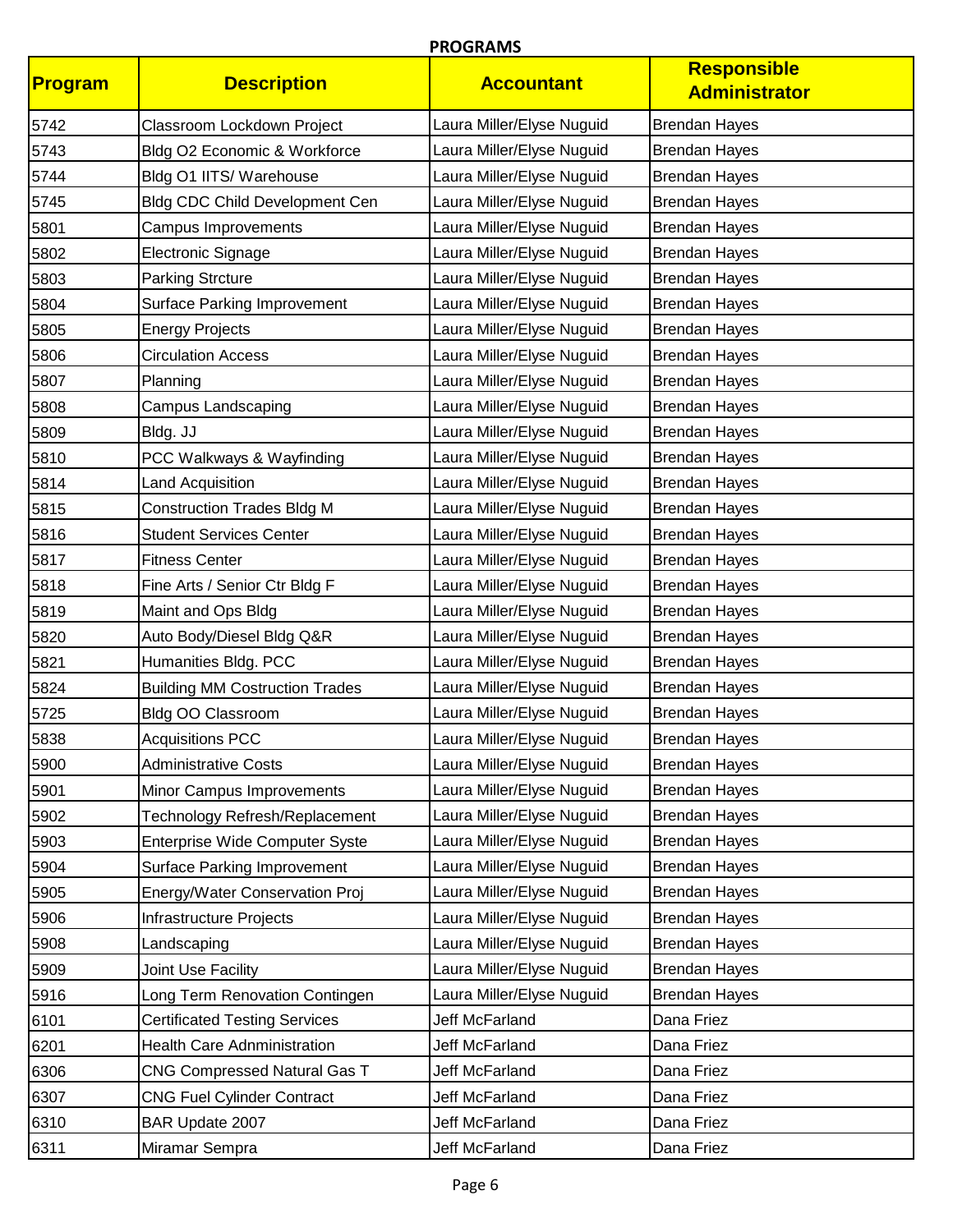**PROGRAMS**

| Program | Description | Accountant | Responsible Administrator |
|---|---|---|---|
| 5742 | Classroom Lockdown Project | Laura Miller/Elyse Nuguid | Brendan Hayes |
| 5743 | Bldg O2 Economic & Workforce | Laura Miller/Elyse Nuguid | Brendan Hayes |
| 5744 | Bldg O1 IITS/ Warehouse | Laura Miller/Elyse Nuguid | Brendan Hayes |
| 5745 | Bldg CDC Child Development Cen | Laura Miller/Elyse Nuguid | Brendan Hayes |
| 5801 | Campus Improvements | Laura Miller/Elyse Nuguid | Brendan Hayes |
| 5802 | Electronic Signage | Laura Miller/Elyse Nuguid | Brendan Hayes |
| 5803 | Parking Strcture | Laura Miller/Elyse Nuguid | Brendan Hayes |
| 5804 | Surface Parking Improvement | Laura Miller/Elyse Nuguid | Brendan Hayes |
| 5805 | Energy Projects | Laura Miller/Elyse Nuguid | Brendan Hayes |
| 5806 | Circulation Access | Laura Miller/Elyse Nuguid | Brendan Hayes |
| 5807 | Planning | Laura Miller/Elyse Nuguid | Brendan Hayes |
| 5808 | Campus Landscaping | Laura Miller/Elyse Nuguid | Brendan Hayes |
| 5809 | Bldg. JJ | Laura Miller/Elyse Nuguid | Brendan Hayes |
| 5810 | PCC Walkways & Wayfinding | Laura Miller/Elyse Nuguid | Brendan Hayes |
| 5814 | Land Acquisition | Laura Miller/Elyse Nuguid | Brendan Hayes |
| 5815 | Construction Trades Bldg M | Laura Miller/Elyse Nuguid | Brendan Hayes |
| 5816 | Student Services Center | Laura Miller/Elyse Nuguid | Brendan Hayes |
| 5817 | Fitness Center | Laura Miller/Elyse Nuguid | Brendan Hayes |
| 5818 | Fine Arts / Senior Ctr Bldg F | Laura Miller/Elyse Nuguid | Brendan Hayes |
| 5819 | Maint and Ops Bldg | Laura Miller/Elyse Nuguid | Brendan Hayes |
| 5820 | Auto Body/Diesel Bldg Q&R | Laura Miller/Elyse Nuguid | Brendan Hayes |
| 5821 | Humanities Bldg. PCC | Laura Miller/Elyse Nuguid | Brendan Hayes |
| 5824 | Building MM Costruction Trades | Laura Miller/Elyse Nuguid | Brendan Hayes |
| 5725 | Bldg OO Classroom | Laura Miller/Elyse Nuguid | Brendan Hayes |
| 5838 | Acquisitions PCC | Laura Miller/Elyse Nuguid | Brendan Hayes |
| 5900 | Administrative Costs | Laura Miller/Elyse Nuguid | Brendan Hayes |
| 5901 | Minor Campus Improvements | Laura Miller/Elyse Nuguid | Brendan Hayes |
| 5902 | Technology Refresh/Replacement | Laura Miller/Elyse Nuguid | Brendan Hayes |
| 5903 | Enterprise Wide Computer Syste | Laura Miller/Elyse Nuguid | Brendan Hayes |
| 5904 | Surface Parking Improvement | Laura Miller/Elyse Nuguid | Brendan Hayes |
| 5905 | Energy/Water Conservation Proj | Laura Miller/Elyse Nuguid | Brendan Hayes |
| 5906 | Infrastructure Projects | Laura Miller/Elyse Nuguid | Brendan Hayes |
| 5908 | Landscaping | Laura Miller/Elyse Nuguid | Brendan Hayes |
| 5909 | Joint Use Facility | Laura Miller/Elyse Nuguid | Brendan Hayes |
| 5916 | Long Term Renovation Contingen | Laura Miller/Elyse Nuguid | Brendan Hayes |
| 6101 | Certificated Testing Services | Jeff McFarland | Dana Friez |
| 6201 | Health Care Adnministration | Jeff McFarland | Dana Friez |
| 6306 | CNG Compressed Natural Gas T | Jeff McFarland | Dana Friez |
| 6307 | CNG Fuel Cylinder Contract | Jeff McFarland | Dana Friez |
| 6310 | BAR Update 2007 | Jeff McFarland | Dana Friez |
| 6311 | Miramar Sempra | Jeff McFarland | Dana Friez |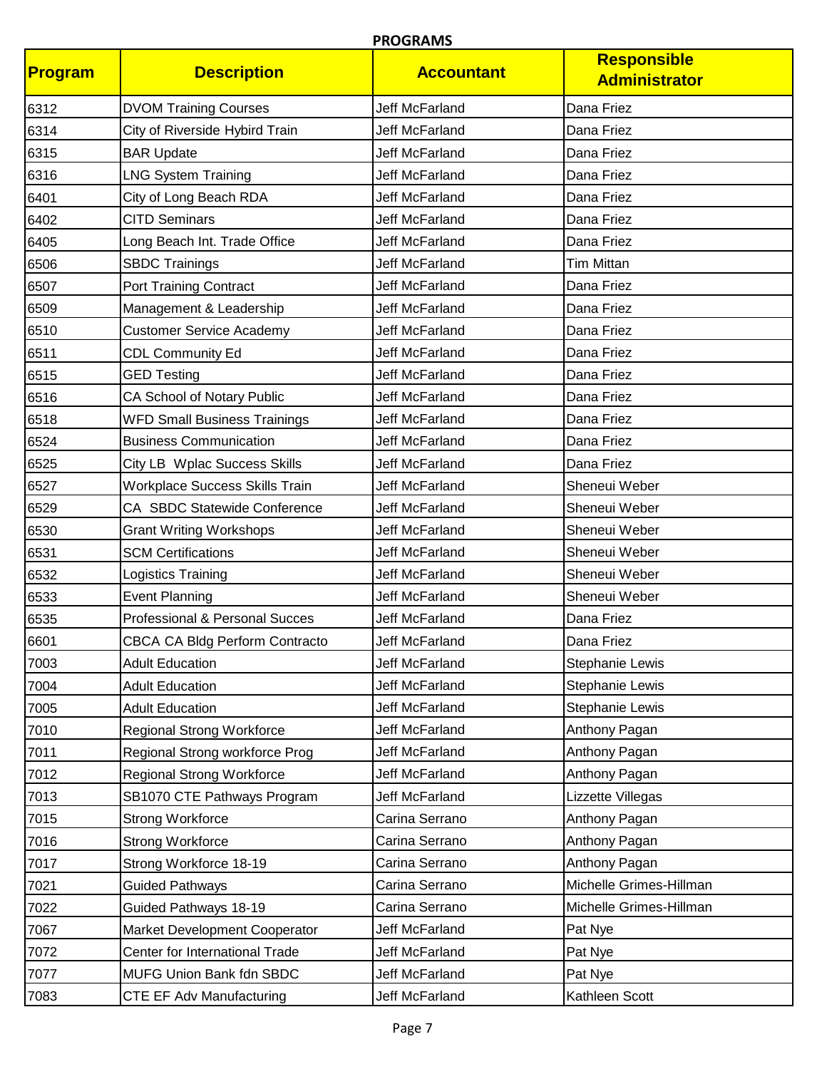**PROGRAMS**

| Program | Description | Accountant | Responsible Administrator |
|---|---|---|---|
| 6312 | DVOM Training Courses | Jeff McFarland | Dana Friez |
| 6314 | City of Riverside Hybird Train | Jeff McFarland | Dana Friez |
| 6315 | BAR Update | Jeff McFarland | Dana Friez |
| 6316 | LNG System Training | Jeff McFarland | Dana Friez |
| 6401 | City of Long Beach RDA | Jeff McFarland | Dana Friez |
| 6402 | CITD Seminars | Jeff McFarland | Dana Friez |
| 6405 | Long Beach Int. Trade Office | Jeff McFarland | Dana Friez |
| 6506 | SBDC Trainings | Jeff McFarland | Tim Mittan |
| 6507 | Port Training Contract | Jeff McFarland | Dana Friez |
| 6509 | Management & Leadership | Jeff McFarland | Dana Friez |
| 6510 | Customer Service Academy | Jeff McFarland | Dana Friez |
| 6511 | CDL Community Ed | Jeff McFarland | Dana Friez |
| 6515 | GED Testing | Jeff McFarland | Dana Friez |
| 6516 | CA School of Notary Public | Jeff McFarland | Dana Friez |
| 6518 | WFD Small Business Trainings | Jeff McFarland | Dana Friez |
| 6524 | Business Communication | Jeff McFarland | Dana Friez |
| 6525 | City LB Wplac Success Skills | Jeff McFarland | Dana Friez |
| 6527 | Workplace Success Skills Train | Jeff McFarland | Sheneui Weber |
| 6529 | CA SBDC Statewide Conference | Jeff McFarland | Sheneui Weber |
| 6530 | Grant Writing Workshops | Jeff McFarland | Sheneui Weber |
| 6531 | SCM Certifications | Jeff McFarland | Sheneui Weber |
| 6532 | Logistics Training | Jeff McFarland | Sheneui Weber |
| 6533 | Event Planning | Jeff McFarland | Sheneui Weber |
| 6535 | Professional & Personal Succes | Jeff McFarland | Dana Friez |
| 6601 | CBCA CA Bldg Perform Contracto | Jeff McFarland | Dana Friez |
| 7003 | Adult Education | Jeff McFarland | Stephanie Lewis |
| 7004 | Adult Education | Jeff McFarland | Stephanie Lewis |
| 7005 | Adult Education | Jeff McFarland | Stephanie Lewis |
| 7010 | Regional Strong Workforce | Jeff McFarland | Anthony Pagan |
| 7011 | Regional Strong workforce Prog | Jeff McFarland | Anthony Pagan |
| 7012 | Regional Strong Workforce | Jeff McFarland | Anthony Pagan |
| 7013 | SB1070 CTE Pathways Program | Jeff McFarland | Lizzette Villegas |
| 7015 | Strong Workforce | Carina Serrano | Anthony Pagan |
| 7016 | Strong Workforce | Carina Serrano | Anthony Pagan |
| 7017 | Strong Workforce 18-19 | Carina Serrano | Anthony Pagan |
| 7021 | Guided Pathways | Carina Serrano | Michelle Grimes-Hillman |
| 7022 | Guided Pathways 18-19 | Carina Serrano | Michelle Grimes-Hillman |
| 7067 | Market Development Cooperator | Jeff McFarland | Pat Nye |
| 7072 | Center for International Trade | Jeff McFarland | Pat Nye |
| 7077 | MUFG Union Bank fdn SBDC | Jeff McFarland | Pat Nye |
| 7083 | CTE EF Adv Manufacturing | Jeff McFarland | Kathleen Scott |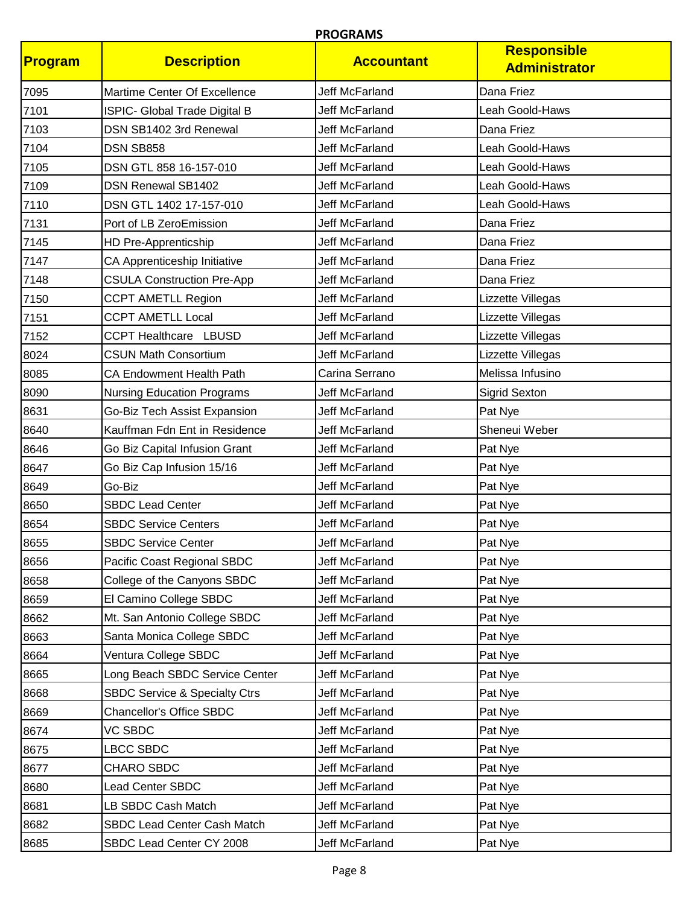# PROGRAMS

| Program | Description | Accountant | Responsible Administrator |
|---|---|---|---|
| 7095 | Martime Center Of Excellence | Jeff McFarland | Dana Friez |
| 7101 | ISPIC- Global Trade Digital B | Jeff McFarland | Leah Goold-Haws |
| 7103 | DSN SB1402 3rd Renewal | Jeff McFarland | Dana Friez |
| 7104 | DSN SB858 | Jeff McFarland | Leah Goold-Haws |
| 7105 | DSN GTL 858 16-157-010 | Jeff McFarland | Leah Goold-Haws |
| 7109 | DSN Renewal SB1402 | Jeff McFarland | Leah Goold-Haws |
| 7110 | DSN GTL 1402 17-157-010 | Jeff McFarland | Leah Goold-Haws |
| 7131 | Port of LB ZeroEmission | Jeff McFarland | Dana Friez |
| 7145 | HD Pre-Apprenticship | Jeff McFarland | Dana Friez |
| 7147 | CA Apprenticeship Initiative | Jeff McFarland | Dana Friez |
| 7148 | CSULA Construction Pre-App | Jeff McFarland | Dana Friez |
| 7150 | CCPT AMETLL Region | Jeff McFarland | Lizzette Villegas |
| 7151 | CCPT AMETLL Local | Jeff McFarland | Lizzette Villegas |
| 7152 | CCPT Healthcare LBUSD | Jeff McFarland | Lizzette Villegas |
| 8024 | CSUN Math Consortium | Jeff McFarland | Lizzette Villegas |
| 8085 | CA Endowment Health Path | Carina Serrano | Melissa Infusino |
| 8090 | Nursing Education Programs | Jeff McFarland | Sigrid Sexton |
| 8631 | Go-Biz Tech Assist Expansion | Jeff McFarland | Pat Nye |
| 8640 | Kauffman Fdn Ent in Residence | Jeff McFarland | Sheneui Weber |
| 8646 | Go Biz Capital Infusion Grant | Jeff McFarland | Pat Nye |
| 8647 | Go Biz Cap Infusion 15/16 | Jeff McFarland | Pat Nye |
| 8649 | Go-Biz | Jeff McFarland | Pat Nye |
| 8650 | SBDC Lead Center | Jeff McFarland | Pat Nye |
| 8654 | SBDC Service Centers | Jeff McFarland | Pat Nye |
| 8655 | SBDC Service Center | Jeff McFarland | Pat Nye |
| 8656 | Pacific Coast Regional SBDC | Jeff McFarland | Pat Nye |
| 8658 | College of the Canyons SBDC | Jeff McFarland | Pat Nye |
| 8659 | El Camino College SBDC | Jeff McFarland | Pat Nye |
| 8662 | Mt. San Antonio College SBDC | Jeff McFarland | Pat Nye |
| 8663 | Santa Monica College SBDC | Jeff McFarland | Pat Nye |
| 8664 | Ventura College SBDC | Jeff McFarland | Pat Nye |
| 8665 | Long Beach SBDC Service Center | Jeff McFarland | Pat Nye |
| 8668 | SBDC Service & Specialty Ctrs | Jeff McFarland | Pat Nye |
| 8669 | Chancellor's Office SBDC | Jeff McFarland | Pat Nye |
| 8674 | VC SBDC | Jeff McFarland | Pat Nye |
| 8675 | LBCC SBDC | Jeff McFarland | Pat Nye |
| 8677 | CHARO SBDC | Jeff McFarland | Pat Nye |
| 8680 | Lead Center SBDC | Jeff McFarland | Pat Nye |
| 8681 | LB SBDC Cash Match | Jeff McFarland | Pat Nye |
| 8682 | SBDC Lead Center Cash Match | Jeff McFarland | Pat Nye |
| 8685 | SBDC Lead Center CY 2008 | Jeff McFarland | Pat Nye |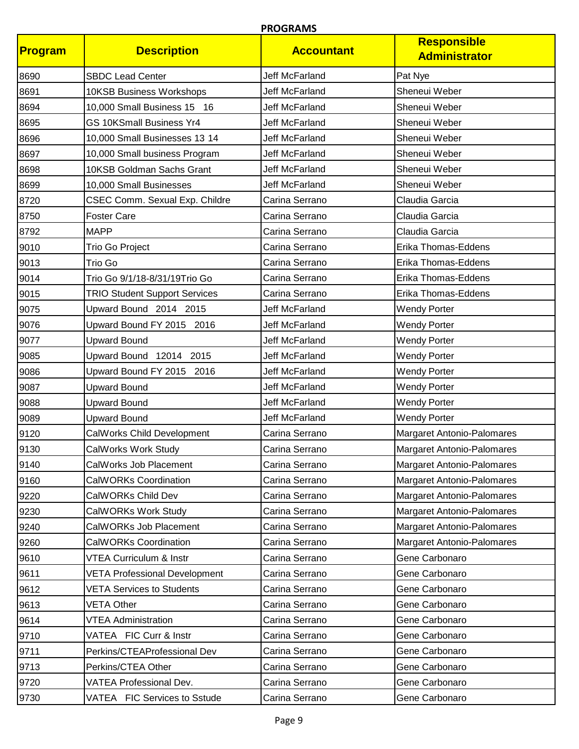**PROGRAMS**

| Program | Description | Accountant | Responsible Administrator |
|---|---|---|---|
| 8690 | SBDC Lead Center | Jeff McFarland | Pat Nye |
| 8691 | 10KSB Business Workshops | Jeff McFarland | Sheneui Weber |
| 8694 | 10,000 Small Business 15 16 | Jeff McFarland | Sheneui Weber |
| 8695 | GS 10KSmall Business Yr4 | Jeff McFarland | Sheneui Weber |
| 8696 | 10,000 Small Businesses 13 14 | Jeff McFarland | Sheneui Weber |
| 8697 | 10,000 Small business Program | Jeff McFarland | Sheneui Weber |
| 8698 | 10KSB Goldman Sachs Grant | Jeff McFarland | Sheneui Weber |
| 8699 | 10,000 Small Businesses | Jeff McFarland | Sheneui Weber |
| 8720 | CSEC Comm. Sexual Exp. Childre | Carina Serrano | Claudia Garcia |
| 8750 | Foster Care | Carina Serrano | Claudia Garcia |
| 8792 | MAPP | Carina Serrano | Claudia Garcia |
| 9010 | Trio Go Project | Carina Serrano | Erika Thomas-Eddens |
| 9013 | Trio Go | Carina Serrano | Erika Thomas-Eddens |
| 9014 | Trio Go 9/1/18-8/31/19Trio Go | Carina Serrano | Erika Thomas-Eddens |
| 9015 | TRIO Student Support Services | Carina Serrano | Erika Thomas-Eddens |
| 9075 | Upward Bound 2014 2015 | Jeff McFarland | Wendy Porter |
| 9076 | Upward Bound FY 2015 2016 | Jeff McFarland | Wendy Porter |
| 9077 | Upward Bound | Jeff McFarland | Wendy Porter |
| 9085 | Upward Bound 12014 2015 | Jeff McFarland | Wendy Porter |
| 9086 | Upward Bound FY 2015 2016 | Jeff McFarland | Wendy Porter |
| 9087 | Upward Bound | Jeff McFarland | Wendy Porter |
| 9088 | Upward Bound | Jeff McFarland | Wendy Porter |
| 9089 | Upward Bound | Jeff McFarland | Wendy Porter |
| 9120 | CalWorks Child Development | Carina Serrano | Margaret Antonio-Palomares |
| 9130 | CalWorks Work Study | Carina Serrano | Margaret Antonio-Palomares |
| 9140 | CalWorks Job Placement | Carina Serrano | Margaret Antonio-Palomares |
| 9160 | CalWORKs Coordination | Carina Serrano | Margaret Antonio-Palomares |
| 9220 | CalWORKs Child Dev | Carina Serrano | Margaret Antonio-Palomares |
| 9230 | CalWORKs Work Study | Carina Serrano | Margaret Antonio-Palomares |
| 9240 | CalWORKs Job Placement | Carina Serrano | Margaret Antonio-Palomares |
| 9260 | CalWORKs Coordination | Carina Serrano | Margaret Antonio-Palomares |
| 9610 | VTEA Curriculum & Instr | Carina Serrano | Gene Carbonaro |
| 9611 | VETA Professional Development | Carina Serrano | Gene Carbonaro |
| 9612 | VETA Services to Students | Carina Serrano | Gene Carbonaro |
| 9613 | VETA Other | Carina Serrano | Gene Carbonaro |
| 9614 | VTEA Administration | Carina Serrano | Gene Carbonaro |
| 9710 | VATEA FIC Curr & Instr | Carina Serrano | Gene Carbonaro |
| 9711 | Perkins/CTEAProfessional Dev | Carina Serrano | Gene Carbonaro |
| 9713 | Perkins/CTEA Other | Carina Serrano | Gene Carbonaro |
| 9720 | VATEA Professional Dev. | Carina Serrano | Gene Carbonaro |
| 9730 | VATEA FIC Services to Sstude | Carina Serrano | Gene Carbonaro |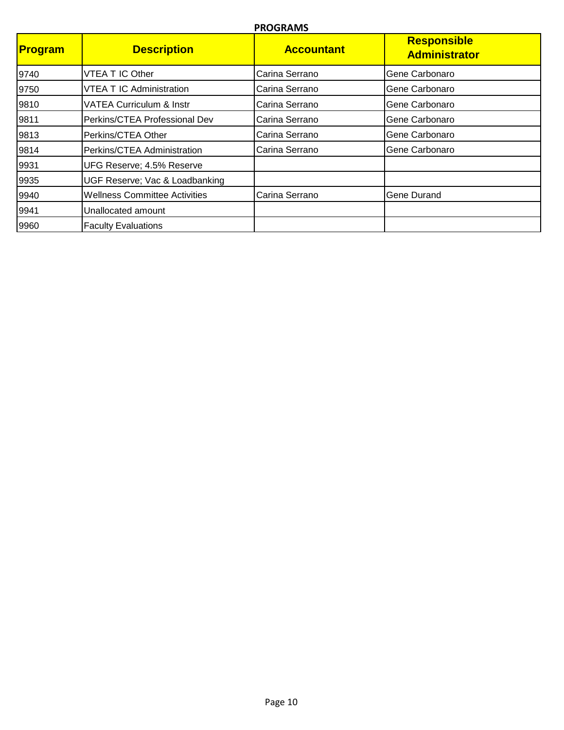**PROGRAMS**

| Program | Description | Accountant | Responsible Administrator |
|---|---|---|---|
| 9740 | VTEA T IC Other | Carina Serrano | Gene Carbonaro |
| 9750 | VTEA T IC Administration | Carina Serrano | Gene Carbonaro |
| 9810 | VATEA Curriculum & Instr | Carina Serrano | Gene Carbonaro |
| 9811 | Perkins/CTEA Professional Dev | Carina Serrano | Gene Carbonaro |
| 9813 | Perkins/CTEA Other | Carina Serrano | Gene Carbonaro |
| 9814 | Perkins/CTEA Administration | Carina Serrano | Gene Carbonaro |
| 9931 | UFG Reserve; 4.5% Reserve | | |
| 9935 | UGF Reserve; Vac & Loadbanking | | |
| 9940 | Wellness Committee Activities | Carina Serrano | Gene Durand |
| 9941 | Unallocated amount | | |
| 9960 | Faculty Evaluations | | |